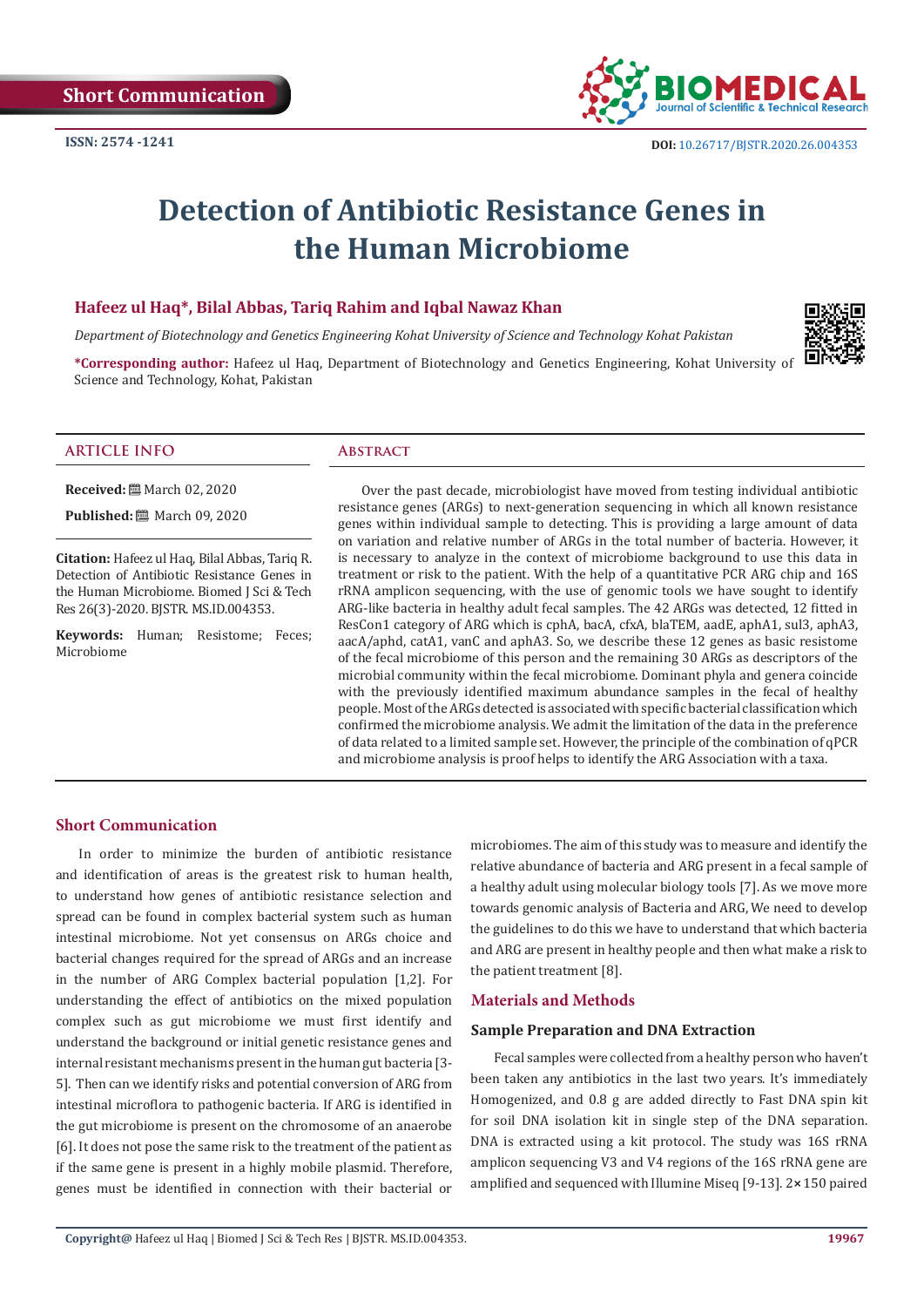Short Communication

ISSN: 2574 -1241

DOI: 10.26717/BJSTR.2020.26.004353

# Detection of Antibiotic Resistance Genes in the Human Microbiome

**Hafeez ul Haq*, Bilal Abbas, Tariq Rahim and Iqbal Nawaz Khan**

*Department of Biotechnology and Genetics Engineering Kohat University of Science and Technology Kohat Pakistan*

***Corresponding author:** Hafeez ul Haq, Department of Biotechnology and Genetics Engineering, Kohat University of Science and Technology, Kohat, Pakistan

## ARTICLE INFO

**Received:** March 02, 2020

**Published:** March 09, 2020

**Citation:** Hafeez ul Haq, Bilal Abbas, Tariq R. Detection of Antibiotic Resistance Genes in the Human Microbiome. Biomed J Sci & Tech Res 26(3)-2020. BJSTR. MS.ID.004353.

**Keywords:** Human; Resistome; Feces; Microbiome

## Abstract

Over the past decade, microbiologist have moved from testing individual antibiotic resistance genes (ARGs) to next-generation sequencing in which all known resistance genes within individual sample to detecting. This is providing a large amount of data on variation and relative number of ARGs in the total number of bacteria. However, it is necessary to analyze in the context of microbiome background to use this data in treatment or risk to the patient. With the help of a quantitative PCR ARG chip and 16S rRNA amplicon sequencing, with the use of genomic tools we have sought to identify ARG-like bacteria in healthy adult fecal samples. The 42 ARGs was detected, 12 fitted in ResCon1 category of ARG which is cphA, bacA, cfxA, blaTEM, aadE, aphA1, sul3, aphA3, aacA/aphd, catA1, vanC and aphA3. So, we describe these 12 genes as basic resistome of the fecal microbiome of this person and the remaining 30 ARGs as descriptors of the microbial community within the fecal microbiome. Dominant phyla and genera coincide with the previously identified maximum abundance samples in the fecal of healthy people. Most of the ARGs detected is associated with specific bacterial classification which confirmed the microbiome analysis. We admit the limitation of the data in the preference of data related to a limited sample set. However, the principle of the combination of qPCR and microbiome analysis is proof helps to identify the ARG Association with a taxa.

## Short Communication

In order to minimize the burden of antibiotic resistance and identification of areas is the greatest risk to human health, to understand how genes of antibiotic resistance selection and spread can be found in complex bacterial system such as human intestinal microbiome. Not yet consensus on ARGs choice and bacterial changes required for the spread of ARGs and an increase in the number of ARG Complex bacterial population [1,2]. For understanding the effect of antibiotics on the mixed population complex such as gut microbiome we must first identify and understand the background or initial genetic resistance genes and internal resistant mechanisms present in the human gut bacteria [3-5]. Then can we identify risks and potential conversion of ARG from intestinal microflora to pathogenic bacteria. If ARG is identified in the gut microbiome is present on the chromosome of an anaerobe [6]. It does not pose the same risk to the treatment of the patient as if the same gene is present in a highly mobile plasmid. Therefore, genes must be identified in connection with their bacterial or microbiomes. The aim of this study was to measure and identify the relative abundance of bacteria and ARG present in a fecal sample of a healthy adult using molecular biology tools [7]. As we move more towards genomic analysis of Bacteria and ARG, We need to develop the guidelines to do this we have to understand that which bacteria and ARG are present in healthy people and then what make a risk to the patient treatment [8].

## Materials and Methods

### Sample Preparation and DNA Extraction

Fecal samples were collected from a healthy person who haven't been taken any antibiotics in the last two years. It's immediately Homogenized, and 0.8 g are added directly to Fast DNA spin kit for soil DNA isolation kit in single step of the DNA separation. DNA is extracted using a kit protocol. The study was 16S rRNA amplicon sequencing V3 and V4 regions of the 16S rRNA gene are amplified and sequenced with Illumine Miseq [9-13]. 2× 150 paired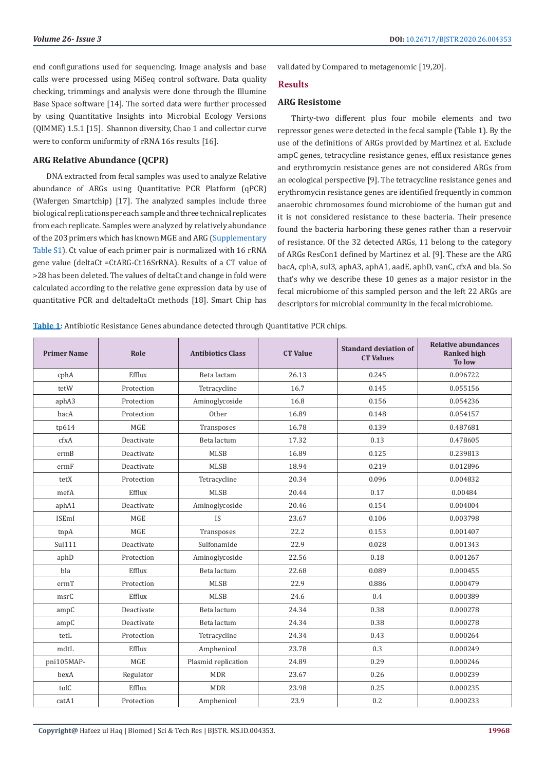end configurations used for sequencing. Image analysis and base calls were processed using MiSeq control software. Data quality checking, trimmings and analysis were done through the Illumine Base Space software [14]. The sorted data were further processed by using Quantitative Insights into Microbial Ecology Versions (QIMME) 1.5.1 [15]. Shannon diversity, Chao 1 and collector curve were to conform uniformity of rRNA 16s results [16].

### ARG Relative Abundance (QCPR)

DNA extracted from fecal samples was used to analyze Relative abundance of ARGs using Quantitative PCR Platform (qPCR) (Wafergen Smartchip) [17]. The analyzed samples include three biological replications per each sample and three technical replicates from each replicate. Samples were analyzed by relatively abundance of the 203 primers which has known MGE and ARG (Supplementary Table S1). Ct value of each primer pair is normalized with 16 rRNA gene value (deltaCt =CtARG-Ct16SrRNA). Results of a CT value of >28 has been deleted. The values of deltaCt and change in fold were calculated according to the relative gene expression data by use of quantitative PCR and deltadeltaCt methods [18]. Smart Chip has validated by Compared to metagenomic [19,20].

## Results

### ARG Resistome

Thirty-two different plus four mobile elements and two repressor genes were detected in the fecal sample (Table 1). By the use of the definitions of ARGs provided by Martinez et al. Exclude ampC genes, tetracycline resistance genes, efflux resistance genes and erythromycin resistance genes are not considered ARGs from an ecological perspective [9]. The tetracycline resistance genes and erythromycin resistance genes are identified frequently in common anaerobic chromosomes found microbiome of the human gut and it is not considered resistance to these bacteria. Their presence found the bacteria harboring these genes rather than a reservoir of resistance. Of the 32 detected ARGs, 11 belong to the category of ARGs ResCon1 defined by Martinez et al. [9]. These are the ARG bacA, cphA, sul3, aphA3, aphA1, aadE, aphD, vanC, cfxA and bla. So that's why we describe these 10 genes as a major resistor in the fecal microbiome of this sampled person and the left 22 ARGs are descriptors for microbial community in the fecal microbiome.

**Table 1:** Antibiotic Resistance Genes abundance detected through Quantitative PCR chips.

| Primer Name | Role | Antibiotics Class | CT Value | Standard deviation of CT Values | Relative abundances Ranked high To low |
|---|---|---|---|---|---|
| cphA | Efflux | Beta lactam | 26.13 | 0.245 | 0.096722 |
| tetW | Protection | Tetracycline | 16.7 | 0.145 | 0.055156 |
| aphA3 | Protection | Aminoglycoside | 16.8 | 0.156 | 0.054236 |
| bacA | Protection | Other | 16.89 | 0.148 | 0.054157 |
| tp614 | MGE | Transposes | 16.78 | 0.139 | 0.487681 |
| cfxA | Deactivate | Beta lactum | 17.32 | 0.13 | 0.478605 |
| ermB | Deactivate | MLSB | 16.89 | 0.125 | 0.239813 |
| ermF | Deactivate | MLSB | 18.94 | 0.219 | 0.012896 |
| tetX | Protection | Tetracycline | 20.34 | 0.096 | 0.004832 |
| mefA | Efflux | MLSB | 20.44 | 0.17 | 0.00484 |
| aphA1 | Deactivate | Aminoglycoside | 20.46 | 0.154 | 0.004004 |
| ISEmI | MGE | IS | 23.67 | 0.106 | 0.003798 |
| tnpA | MGE | Transposes | 22.2 | 0.153 | 0.001407 |
| Sul111 | Deactivate | Sulfonamide | 22.9 | 0.028 | 0.001343 |
| aphD | Protection | Aminoglycoside | 22.56 | 0.18 | 0.001267 |
| bla | Efflux | Beta lactum | 22.68 | 0.089 | 0.000455 |
| ermT | Protection | MLSB | 22.9 | 0.886 | 0.000479 |
| msrC | Efflux | MLSB | 24.6 | 0.4 | 0.000389 |
| ampC | Deactivate | Beta lactum | 24.34 | 0.38 | 0.000278 |
| ampC | Deactivate | Beta lactum | 24.34 | 0.38 | 0.000278 |
| tetL | Protection | Tetracycline | 24.34 | 0.43 | 0.000264 |
| mdtL | Efflux | Amphenicol | 23.78 | 0.3 | 0.000249 |
| pni105MAP- | MGE | Plasmid replication | 24.89 | 0.29 | 0.000246 |
| bexA | Regulator | MDR | 23.67 | 0.26 | 0.000239 |
| tolC | Efflux | MDR | 23.98 | 0.25 | 0.000235 |
| catA1 | Protection | Amphenicol | 23.9 | 0.2 | 0.000233 |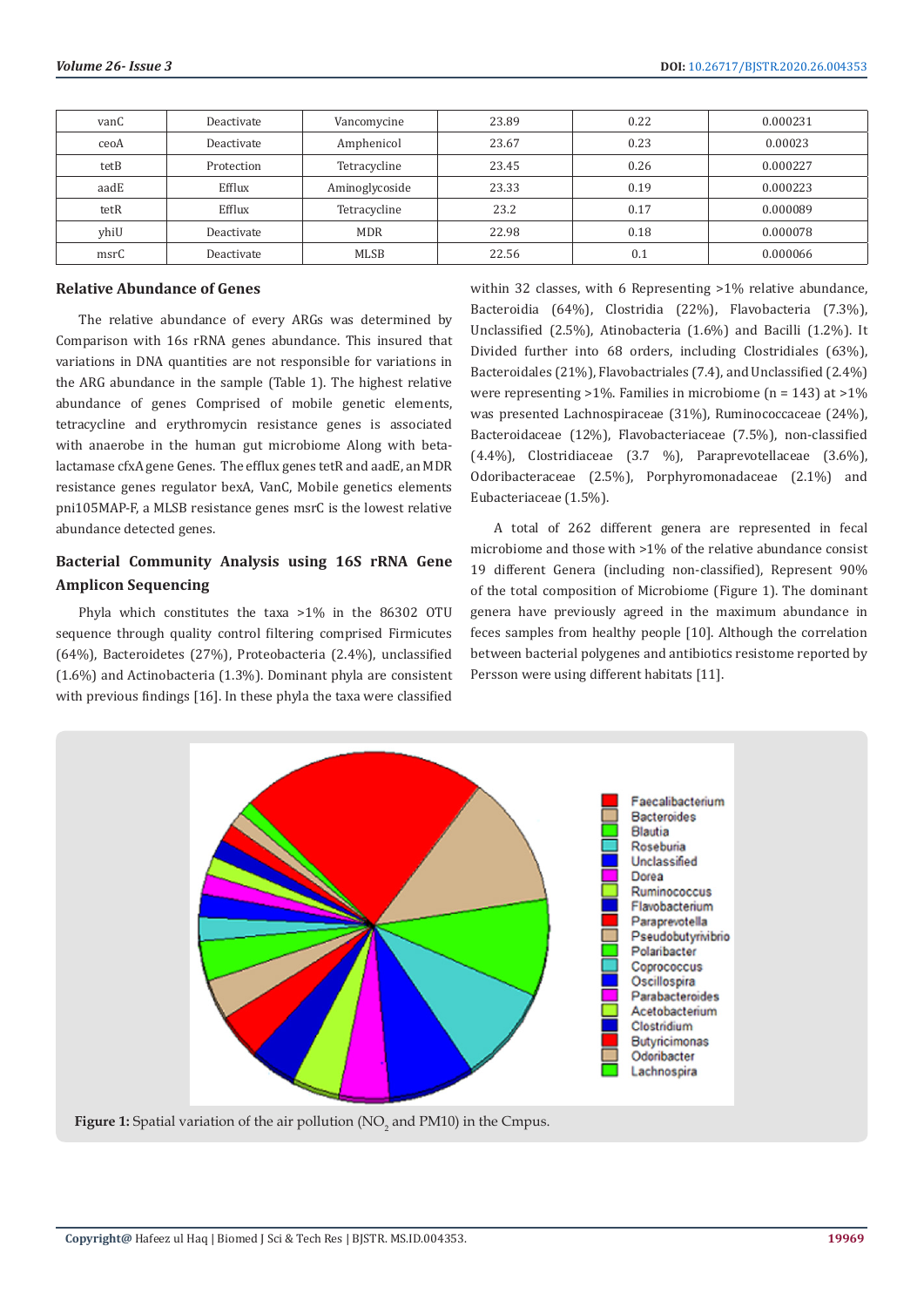| vanC | Deactivate | Vancomycine | 23.89 | 0.22 | 0.000231 |
|---|---|---|---|---|---|
| ceoA | Deactivate | Amphenicol | 23.67 | 0.23 | 0.00023 |
| tetB | Protection | Tetracycline | 23.45 | 0.26 | 0.000227 |
| aadE | Efflux | Aminoglycoside | 23.33 | 0.19 | 0.000223 |
| tetR | Efflux | Tetracycline | 23.2 | 0.17 | 0.000089 |
| yhiU | Deactivate | MDR | 22.98 | 0.18 | 0.000078 |
| msrC | Deactivate | MLSB | 22.56 | 0.1 | 0.000066 |

### Relative Abundance of Genes

The relative abundance of every ARGs was determined by Comparison with 16s rRNA genes abundance. This insured that variations in DNA quantities are not responsible for variations in the ARG abundance in the sample (Table 1). The highest relative abundance of genes Comprised of mobile genetic elements, tetracycline and erythromycin resistance genes is associated with anaerobe in the human gut microbiome Along with beta-lactamase cfxA gene Genes. The efflux genes tetR and aadE, an MDR resistance genes regulator bexA, VanC, Mobile genetics elements pni105MAP-F, a MLSB resistance genes msrC is the lowest relative abundance detected genes.

### Bacterial Community Analysis using 16S rRNA Gene Amplicon Sequencing

Phyla which constitutes the taxa >1% in the 86302 OTU sequence through quality control filtering comprised Firmicutes (64%), Bacteroidetes (27%), Proteobacteria (2.4%), unclassified (1.6%) and Actinobacteria (1.3%). Dominant phyla are consistent with previous findings [16]. In these phyla the taxa were classified within 32 classes, with 6 Representing >1% relative abundance, Bacteroidia (64%), Clostridia (22%), Flavobacteria (7.3%), Unclassified (2.5%), Atinobacteria (1.6%) and Bacilli (1.2%). It Divided further into 68 orders, including Clostridiales (63%), Bacteroidales (21%), Flavobactriales (7.4), and Unclassified (2.4%) were representing >1%. Families in microbiome (n = 143) at >1% was presented Lachnospiraceae (31%), Ruminococcaceae (24%), Bacteroidaceae (12%), Flavobacteriaceae (7.5%), non-classified (4.4%), Clostridiaceae (3.7 %), Paraprevotellaceae (3.6%), Odoribacteraceae (2.5%), Porphyromonadaceae (2.1%) and Eubacteriaceae (1.5%).

A total of 262 different genera are represented in fecal microbiome and those with >1% of the relative abundance consist 19 different Genera (including non-classified), Represent 90% of the total composition of Microbiome (Figure 1). The dominant genera have previously agreed in the maximum abundance in feces samples from healthy people [10]. Although the correlation between bacterial polygenes and antibiotics resistome reported by Persson were using different habitats [11].

**Figure 1:** Spatial variation of the air pollution ($NO_2$ and PM10) in the Cmpus.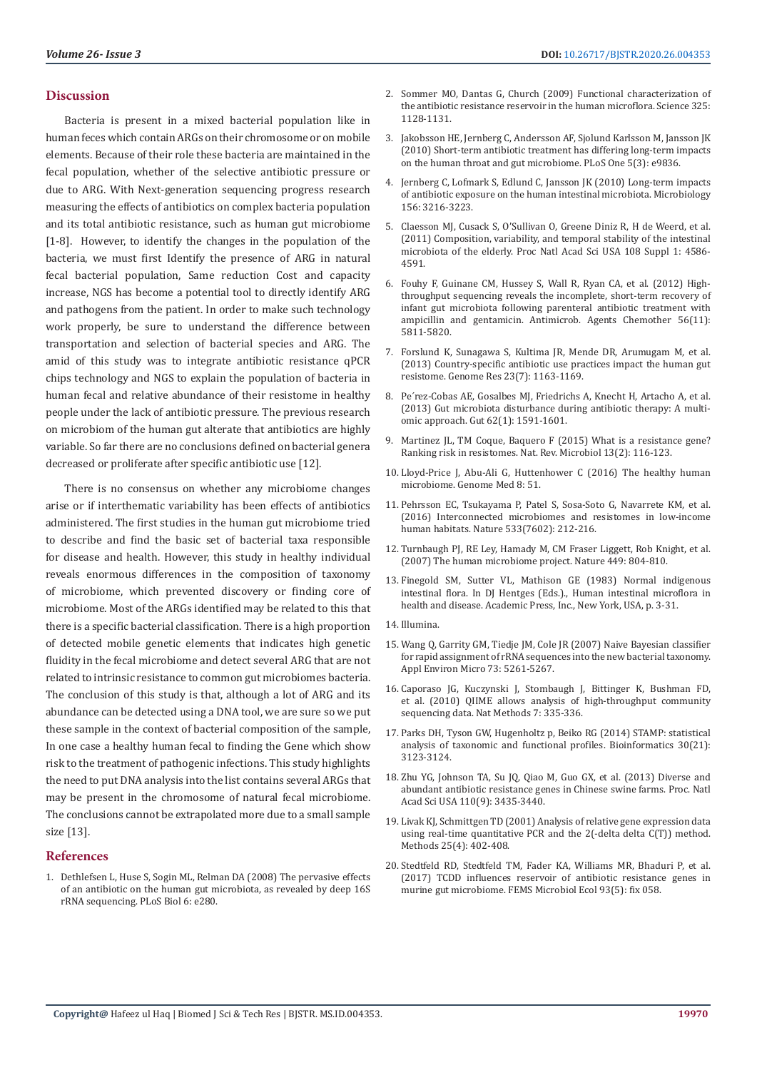## Discussion

Bacteria is present in a mixed bacterial population like in human feces which contain ARGs on their chromosome or on mobile elements. Because of their role these bacteria are maintained in the fecal population, whether of the selective antibiotic pressure or due to ARG. With Next-generation sequencing progress research measuring the effects of antibiotics on complex bacteria population and its total antibiotic resistance, such as human gut microbiome [1-8]. However, to identify the changes in the population of the bacteria, we must first Identify the presence of ARG in natural fecal bacterial population, Same reduction Cost and capacity increase, NGS has become a potential tool to directly identify ARG and pathogens from the patient. In order to make such technology work properly, be sure to understand the difference between transportation and selection of bacterial species and ARG. The amid of this study was to integrate antibiotic resistance qPCR chips technology and NGS to explain the population of bacteria in human fecal and relative abundance of their resistome in healthy people under the lack of antibiotic pressure. The previous research on microbiom of the human gut alterate that antibiotics are highly variable. So far there are no conclusions defined on bacterial genera decreased or proliferate after specific antibiotic use [12].

There is no consensus on whether any microbiome changes arise or if interthematic variability has been effects of antibiotics administered. The first studies in the human gut microbiome tried to describe and find the basic set of bacterial taxa responsible for disease and health. However, this study in healthy individual reveals enormous differences in the composition of taxonomy of microbiome, which prevented discovery or finding core of microbiome. Most of the ARGs identified may be related to this that there is a specific bacterial classification. There is a high proportion of detected mobile genetic elements that indicates high genetic fluidity in the fecal microbiome and detect several ARG that are not related to intrinsic resistance to common gut microbiomes bacteria. The conclusion of this study is that, although a lot of ARG and its abundance can be detected using a DNA tool, we are sure so we put these sample in the context of bacterial composition of the sample, In one case a healthy human fecal to finding the Gene which show risk to the treatment of pathogenic infections. This study highlights the need to put DNA analysis into the list contains several ARGs that may be present in the chromosome of natural fecal microbiome. The conclusions cannot be extrapolated more due to a small sample size [13].

## References

1. Dethlefsen L, Huse S, Sogin ML, Relman DA (2008) The pervasive effects of an antibiotic on the human gut microbiota, as revealed by deep 16S rRNA sequencing. PLoS Biol 6: e280.
2. Sommer MO, Dantas G, Church (2009) Functional characterization of the antibiotic resistance reservoir in the human microflora. Science 325: 1128-1131.
3. Jakobsson HE, Jernberg C, Andersson AF, Sjolund Karlsson M, Jansson JK (2010) Short-term antibiotic treatment has differing long-term impacts on the human throat and gut microbiome. PLoS One 5(3): e9836.
4. Jernberg C, Lofmark S, Edlund C, Jansson JK (2010) Long-term impacts of antibiotic exposure on the human intestinal microbiota. Microbiology 156: 3216-3223.
5. Claesson MJ, Cusack S, O'Sullivan O, Greene Diniz R, H de Weerd, et al. (2011) Composition, variability, and temporal stability of the intestinal microbiota of the elderly. Proc Natl Acad Sci USA 108 Suppl 1: 4586-4591.
6. Fouhy F, Guinane CM, Hussey S, Wall R, Ryan CA, et al. (2012) High-throughput sequencing reveals the incomplete, short-term recovery of infant gut microbiota following parenteral antibiotic treatment with ampicillin and gentamicin. Antimicrob. Agents Chemother 56(11): 5811-5820.
7. Forslund K, Sunagawa S, Kultima JR, Mende DR, Arumugam M, et al. (2013) Country-specific antibiotic use practices impact the human gut resistome. Genome Res 23(7): 1163-1169.
8. Pe´rez-Cobas AE, Gosalbes MJ, Friedrichs A, Knecht H, Artacho A, et al. (2013) Gut microbiota disturbance during antibiotic therapy: A multi-omic approach. Gut 62(1): 1591-1601.
9. Martinez JL, TM Coque, Baquero F (2015) What is a resistance gene? Ranking risk in resistomes. Nat. Rev. Microbiol 13(2): 116-123.
10. Lloyd-Price J, Abu-Ali G, Huttenhower C (2016) The healthy human microbiome. Genome Med 8: 51.
11. Pehrsson EC, Tsukayama P, Patel S, Sosa-Soto G, Navarrete KM, et al. (2016) Interconnected microbiomes and resistomes in low-income human habitats. Nature 533(7602): 212-216.
12. Turnbaugh PJ, RE Ley, Hamady M, CM Fraser Liggett, Rob Knight, et al. (2007) The human microbiome project. Nature 449: 804-810.
13. Finegold SM, Sutter VL, Mathison GE (1983) Normal indigenous intestinal flora. In DJ Hentges (Eds.)., Human intestinal microflora in health and disease. Academic Press, Inc., New York, USA, p. 3-31.
14. Illumina.
15. Wang Q, Garrity GM, Tiedje JM, Cole JR (2007) Naive Bayesian classifier for rapid assignment of rRNA sequences into the new bacterial taxonomy. Appl Environ Micro 73: 5261-5267.
16. Caporaso JG, Kuczynski J, Stombaugh J, Bittinger K, Bushman FD, et al. (2010) QIIME allows analysis of high-throughput community sequencing data. Nat Methods 7: 335-336.
17. Parks DH, Tyson GW, Hugenholtz p, Beiko RG (2014) STAMP: statistical analysis of taxonomic and functional profiles. Bioinformatics 30(21): 3123-3124.
18. Zhu YG, Johnson TA, Su JQ, Qiao M, Guo GX, et al. (2013) Diverse and abundant antibiotic resistance genes in Chinese swine farms. Proc. Natl Acad Sci USA 110(9): 3435-3440.
19. Livak KJ, Schmittgen TD (2001) Analysis of relative gene expression data using real-time quantitative PCR and the 2(-delta delta C(T)) method. Methods 25(4): 402-408.
20. Stedtfeld RD, Stedtfeld TM, Fader KA, Williams MR, Bhaduri P, et al. (2017) TCDD influences reservoir of antibiotic resistance genes in murine gut microbiome. FEMS Microbiol Ecol 93(5): fix 058.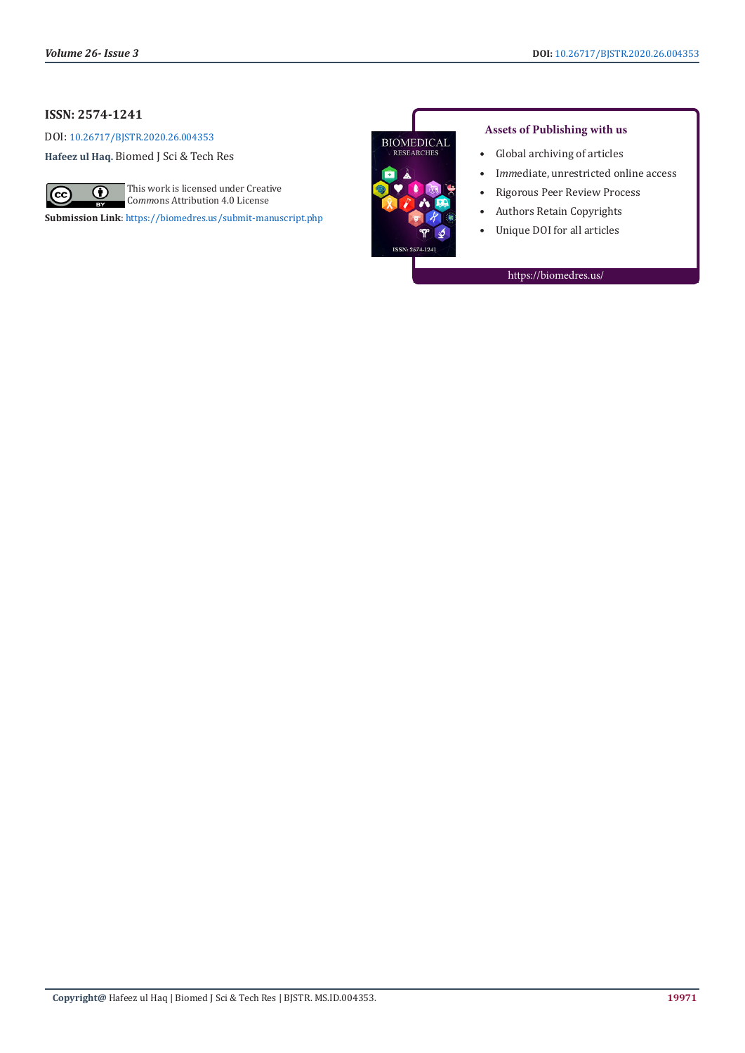**ISSN: 2574-1241**

DOI: 10.26717/BJSTR.2020.26.004353

**Hafeez ul Haq.** Biomed J Sci & Tech Res

This work is licensed under Creative Commons Attribution 4.0 License

**Submission Link**: https://biomedres.us/submit-manuscript.php

**Assets of Publishing with us**

- Global archiving of articles
- Immediate, unrestricted online access
- Rigorous Peer Review Process
- Authors Retain Copyrights
- Unique DOI for all articles

https://biomedres.us/